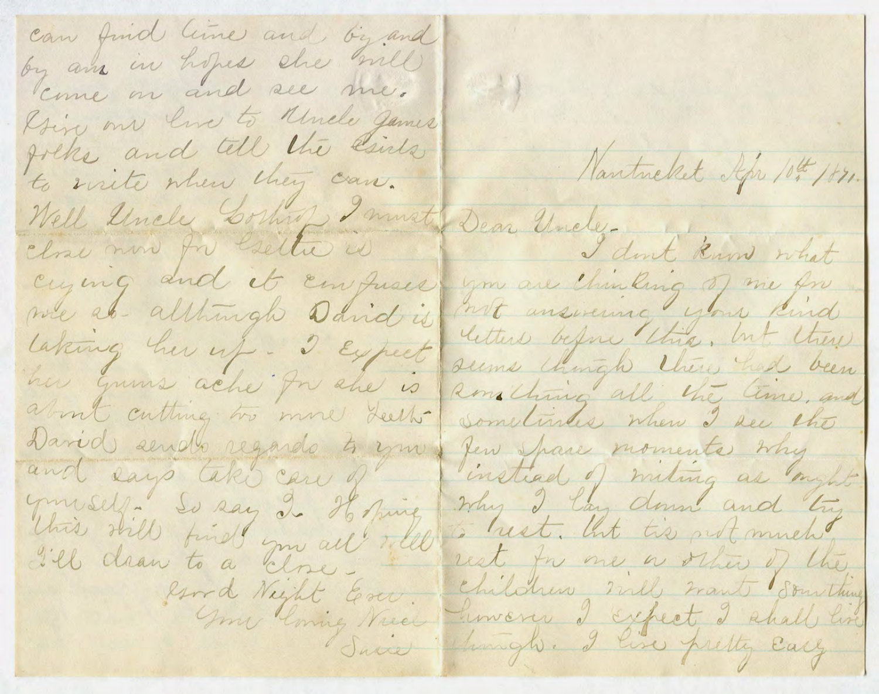Nantucket Apr 10th 1871.

Dear Uncle -

I dont know what you are thinking of me for not answering your kind letters before this. but there seems though there had been something all the time. and sometimes when I see the few spare moments why instead of writing as ought why I lay down and try to rest. but tis not much rest for one or other of the children will want something however I expect I shall live through. I live pretty easy

can find time and by and by am in hopes she will come on and see me. Give our love to Uncle James folks and tell the girls to write when they can. Well Uncle Lothrop I must close now for Gettie is crying and it confuses me so - although David is taking her up - I expect her gums ache for she is about cutting two more teeth - David sends regards to you and says take care of yourself - So say I. Hoping this will find you all well I'll draw to a close -

Good Night Ever
Your loving Niece
Susie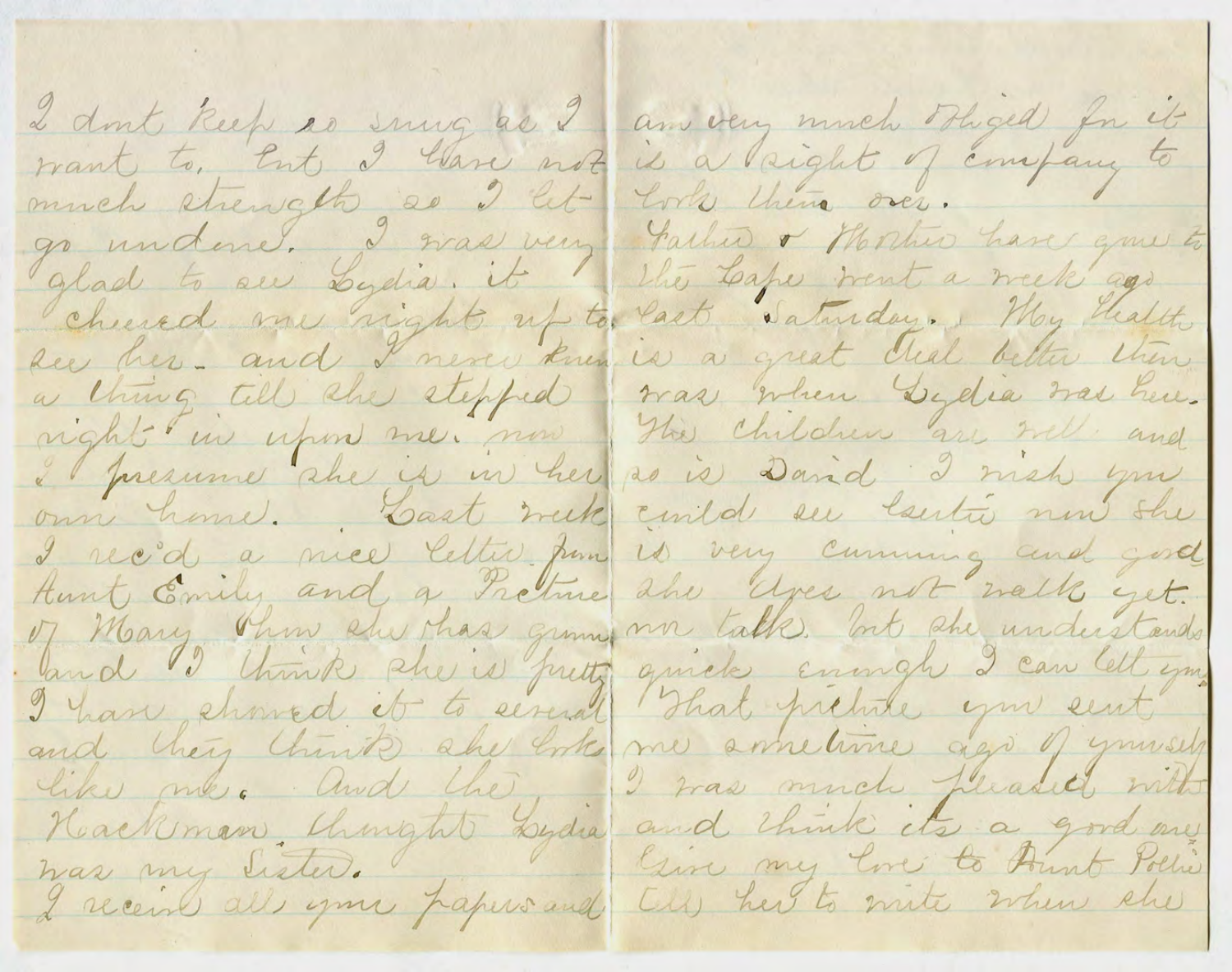I dont keep so snug as I want to, but I have not much strength so I let go undone. I was very glad to see Lydia. it cheered me right up to see her. and I never knew a thing till she stepped right in upon me. now I presume she is in her own home. Last week I rec'd a nice letter from Aunt Emily and a Picture of Mary then she has given and I think she is pretty I have showed it to several and they think she looks like me. And the Hackman thought Lydia was my Sister.

I receive all your papers and am very much obliged for it is a sight of company to look them over.

Father & Mother have gone to the Cape went a week ago last Saturday. My Health is a great deal better than was when Lydia was here. The children are well and so is David I wish you could see Lertie now she is very cunning and good she does not walk yet. nor talk. but she understands quick enough I can tell you That picture you sent me sometime ago of yourself I was much pleased with and think its a good one Give my love to Aunt Pollie tell her to write when she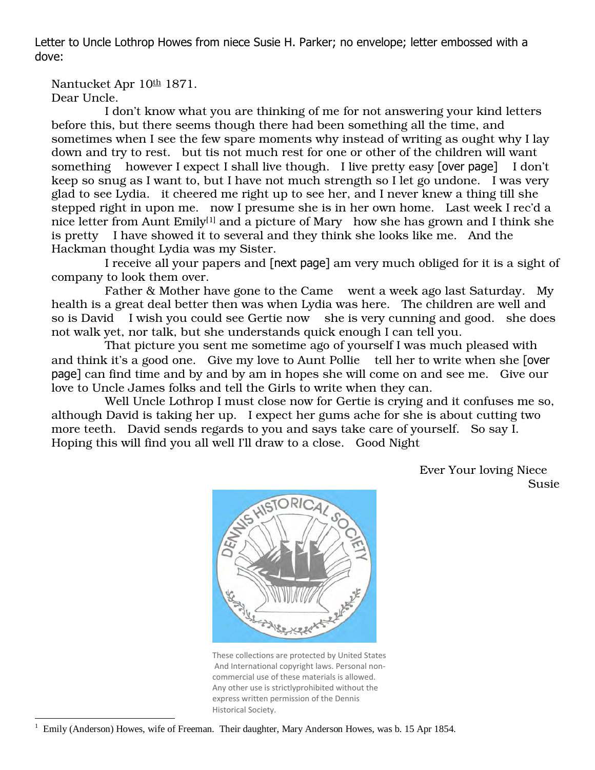Letter to Uncle Lothrop Howes from niece Susie H. Parker; no envelope; letter embossed with a dove:

Nantucket Apr 10th 1871.
Dear Uncle.

I don't know what you are thinking of me for not answering your kind letters before this, but there seems though there had been something all the time, and sometimes when I see the few spare moments why instead of writing as ought why I lay down and try to rest. but tis not much rest for one or other of the children will want something however I expect I shall live though. I live pretty easy [over page] I don't keep so snug as I want to, but I have not much strength so I let go undone. I was very glad to see Lydia. it cheered me right up to see her, and I never knew a thing till she stepped right in upon me. now I presume she is in her own home. Last week I rec'd a nice letter from Aunt Emily[1] and a picture of Mary how she has grown and I think she is pretty I have showed it to several and they think she looks like me. And the Hackman thought Lydia was my Sister.

I receive all your papers and [next page] am very much obliged for it is a sight of company to look them over.

Father & Mother have gone to the Came went a week ago last Saturday. My health is a great deal better then was when Lydia was here. The children are well and so is David I wish you could see Gertie now she is very cunning and good. she does not walk yet, nor talk, but she understands quick enough I can tell you.

That picture you sent me sometime ago of yourself I was much pleased with and think it's a good one. Give my love to Aunt Pollie tell her to write when she [over page] can find time and by and by am in hopes she will come on and see me. Give our love to Uncle James folks and tell the Girls to write when they can.

Well Uncle Lothrop I must close now for Gertie is crying and it confuses me so, although David is taking her up. I expect her gums ache for she is about cutting two more teeth. David sends regards to you and says take care of yourself. So say I. Hoping this will find you all well I'll draw to a close. Good Night

Ever Your loving Niece
Susie

These collections are protected by United States And International copyright laws. Personal non-commercial use of these materials is allowed. Any other use is strictlyprohibited without the express written permission of the Dennis Historical Society.

[1] Emily (Anderson) Howes, wife of Freeman. Their daughter, Mary Anderson Howes, was b. 15 Apr 1854.